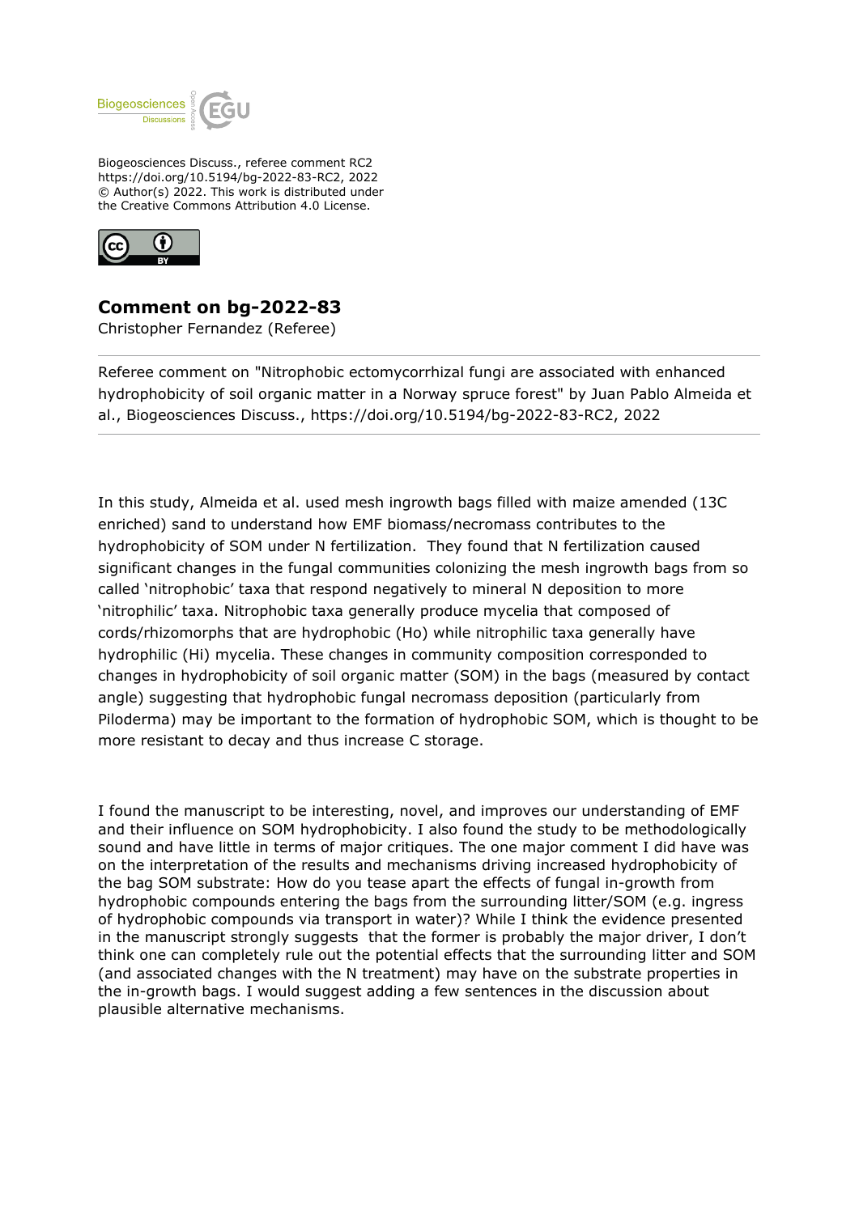Biogeosciences Discuss., referee comment RC2
https://doi.org/10.5194/bg-2022-83-RC2, 2022
© Author(s) 2022. This work is distributed under
the Creative Commons Attribution 4.0 License.

# Comment on bg-2022-83

Christopher Fernandez (Referee)

Referee comment on "Nitrophobic ectomycorrhizal fungi are associated with enhanced hydrophobicity of soil organic matter in a Norway spruce forest" by Juan Pablo Almeida et al., Biogeosciences Discuss., https://doi.org/10.5194/bg-2022-83-RC2, 2022

In this study, Almeida et al. used mesh ingrowth bags filled with maize amended (13C enriched) sand to understand how EMF biomass/necromass contributes to the hydrophobicity of SOM under N fertilization. They found that N fertilization caused significant changes in the fungal communities colonizing the mesh ingrowth bags from so called 'nitrophobic' taxa that respond negatively to mineral N deposition to more 'nitrophilic' taxa. Nitrophobic taxa generally produce mycelia that composed of cords/rhizomorphs that are hydrophobic (Ho) while nitrophilic taxa generally have hydrophilic (Hi) mycelia. These changes in community composition corresponded to changes in hydrophobicity of soil organic matter (SOM) in the bags (measured by contact angle) suggesting that hydrophobic fungal necromass deposition (particularly from Piloderma) may be important to the formation of hydrophobic SOM, which is thought to be more resistant to decay and thus increase C storage.

I found the manuscript to be interesting, novel, and improves our understanding of EMF and their influence on SOM hydrophobicity. I also found the study to be methodologically sound and have little in terms of major critiques. The one major comment I did have was on the interpretation of the results and mechanisms driving increased hydrophobicity of the bag SOM substrate: How do you tease apart the effects of fungal in-growth from hydrophobic compounds entering the bags from the surrounding litter/SOM (e.g. ingress of hydrophobic compounds via transport in water)? While I think the evidence presented in the manuscript strongly suggests that the former is probably the major driver, I don't think one can completely rule out the potential effects that the surrounding litter and SOM (and associated changes with the N treatment) may have on the substrate properties in the in-growth bags. I would suggest adding a few sentences in the discussion about plausible alternative mechanisms.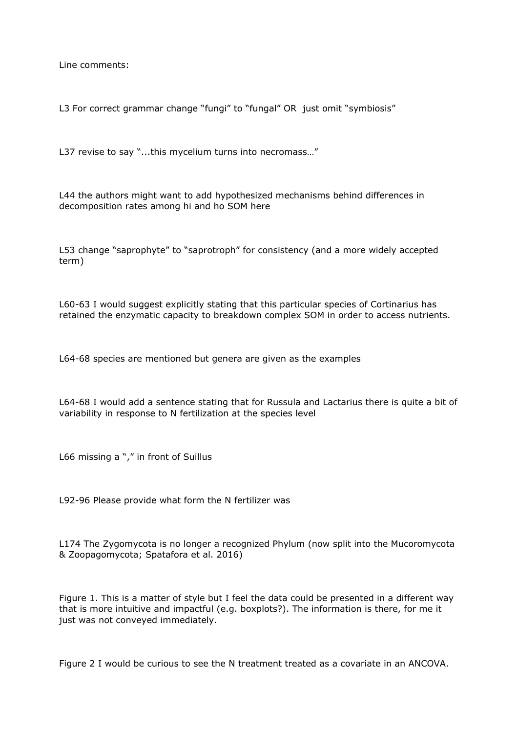Line comments:

L3 For correct grammar change “fungi” to “fungal” OR just omit “symbiosis”

L37 revise to say “...this mycelium turns into necromass…”

L44 the authors might want to add hypothesized mechanisms behind differences in decomposition rates among hi and ho SOM here

L53 change “saprophyte” to “saprotroph” for consistency (and a more widely accepted term)

L60-63 I would suggest explicitly stating that this particular species of Cortinarius has retained the enzymatic capacity to breakdown complex SOM in order to access nutrients.

L64-68 species are mentioned but genera are given as the examples

L64-68 I would add a sentence stating that for Russula and Lactarius there is quite a bit of variability in response to N fertilization at the species level

L66 missing a “,” in front of Suillus

L92-96 Please provide what form the N fertilizer was

L174 The Zygomycota is no longer a recognized Phylum (now split into the Mucoromycota & Zoopagomycota; Spatafora et al. 2016)

Figure 1. This is a matter of style but I feel the data could be presented in a different way that is more intuitive and impactful (e.g. boxplots?). The information is there, for me it just was not conveyed immediately.

Figure 2 I would be curious to see the N treatment treated as a covariate in an ANCOVA.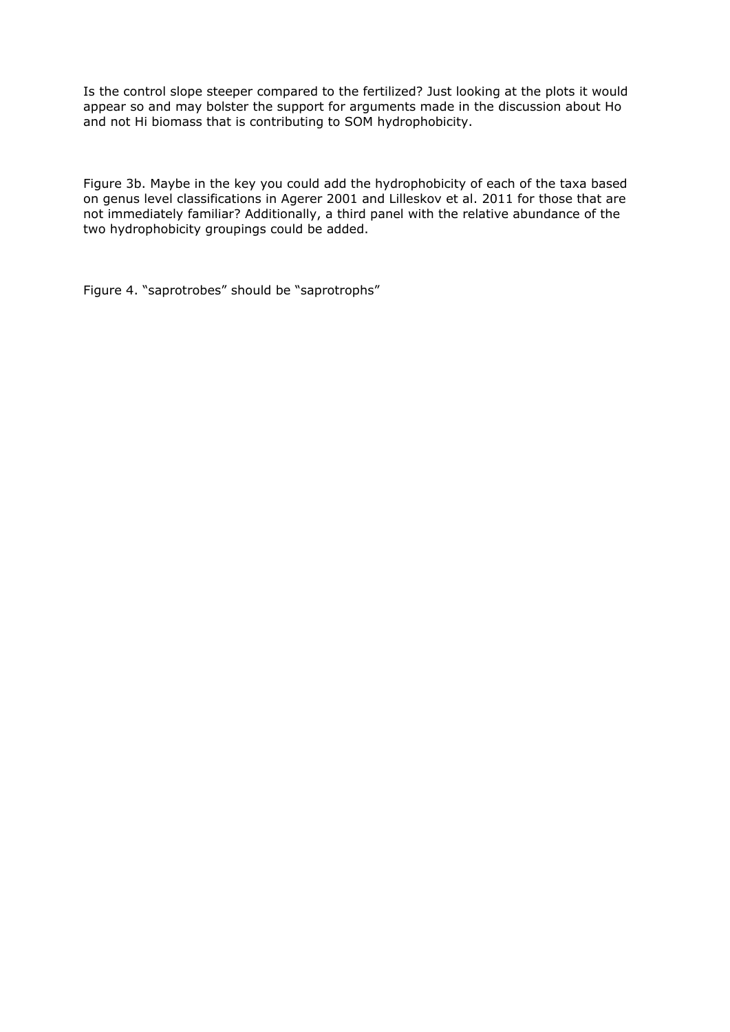Is the control slope steeper compared to the fertilized? Just looking at the plots it would appear so and may bolster the support for arguments made in the discussion about Ho and not Hi biomass that is contributing to SOM hydrophobicity.

Figure 3b. Maybe in the key you could add the hydrophobicity of each of the taxa based on genus level classifications in Agerer 2001 and Lilleskov et al. 2011 for those that are not immediately familiar? Additionally, a third panel with the relative abundance of the two hydrophobicity groupings could be added.

Figure 4. "saprotrobes" should be "saprotrophs"